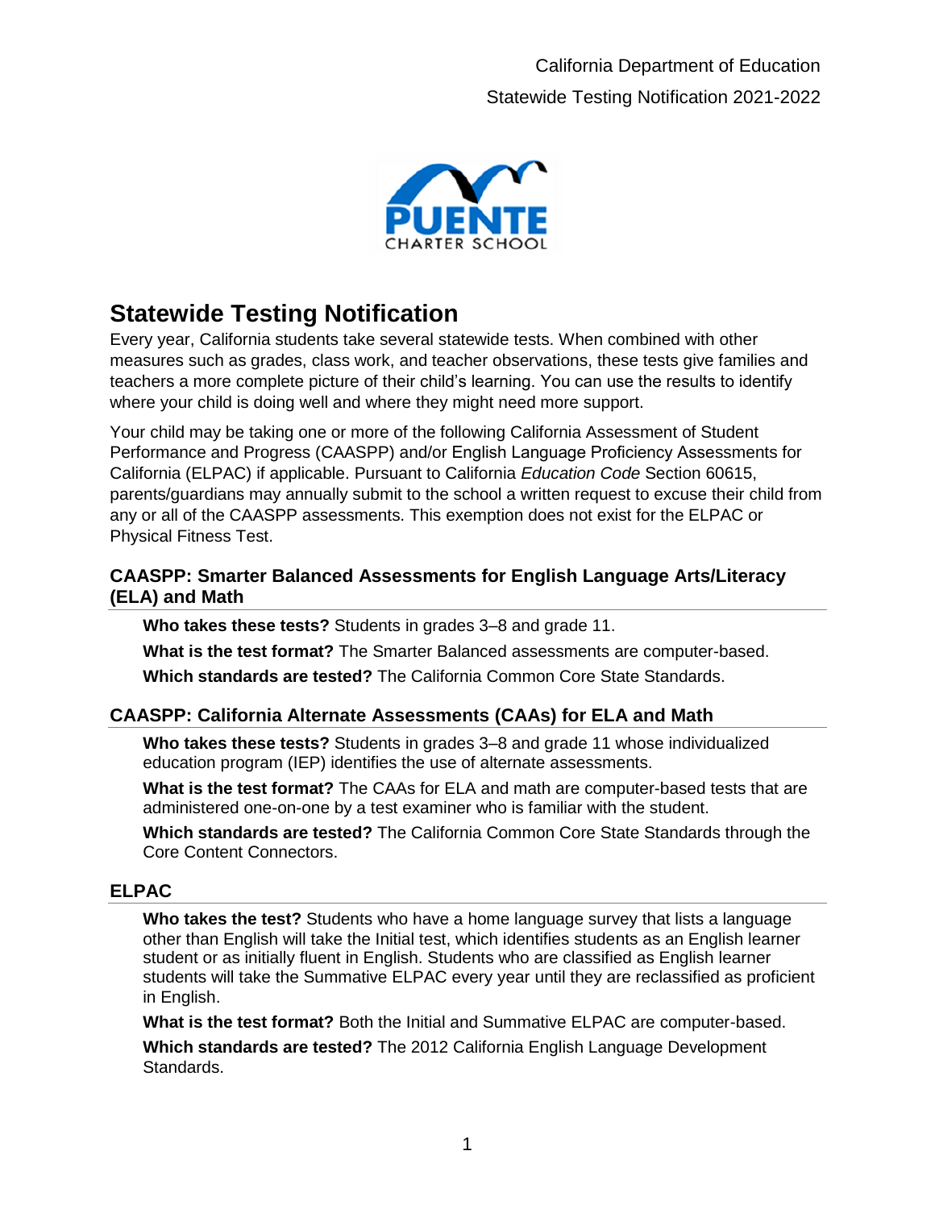California Department of Education

Statewide Testing Notification 2021-2022

PUENTE CHARTER SCHOOL

# Statewide Testing Notification

Every year, California students take several statewide tests. When combined with other measures such as grades, class work, and teacher observations, these tests give families and teachers a more complete picture of their child's learning. You can use the results to identify where your child is doing well and where they might need more support.

Your child may be taking one or more of the following California Assessment of Student Performance and Progress (CAASPP) and/or English Language Proficiency Assessments for California (ELPAC) if applicable. Pursuant to California *Education Code* Section 60615, parents/guardians may annually submit to the school a written request to excuse their child from any or all of the CAASPP assessments. This exemption does not exist for the ELPAC or Physical Fitness Test.

### CAASPP: Smarter Balanced Assessments for English Language Arts/Literacy (ELA) and Math

**Who takes these tests?** Students in grades 3–8 and grade 11.

**What is the test format?** The Smarter Balanced assessments are computer-based.

**Which standards are tested?** The California Common Core State Standards.

### CAASPP: California Alternate Assessments (CAAs) for ELA and Math

**Who takes these tests?** Students in grades 3–8 and grade 11 whose individualized education program (IEP) identifies the use of alternate assessments.

**What is the test format?** The CAAs for ELA and math are computer-based tests that are administered one-on-one by a test examiner who is familiar with the student.

**Which standards are tested?** The California Common Core State Standards through the Core Content Connectors.

### ELPAC

**Who takes the test?** Students who have a home language survey that lists a language other than English will take the Initial test, which identifies students as an English learner student or as initially fluent in English. Students who are classified as English learner students will take the Summative ELPAC every year until they are reclassified as proficient in English.

**What is the test format?** Both the Initial and Summative ELPAC are computer-based.

**Which standards are tested?** The 2012 California English Language Development Standards.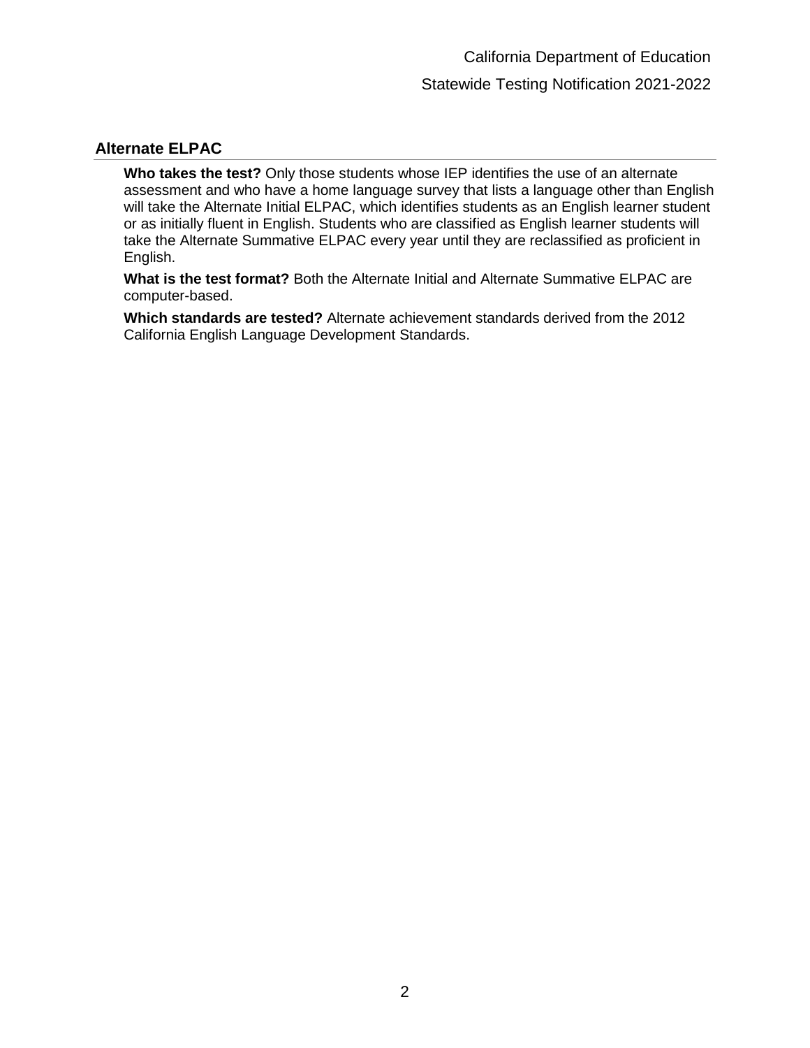## Alternate ELPAC

**Who takes the test?** Only those students whose IEP identifies the use of an alternate assessment and who have a home language survey that lists a language other than English will take the Alternate Initial ELPAC, which identifies students as an English learner student or as initially fluent in English. Students who are classified as English learner students will take the Alternate Summative ELPAC every year until they are reclassified as proficient in English.

**What is the test format?** Both the Alternate Initial and Alternate Summative ELPAC are computer-based.

**Which standards are tested?** Alternate achievement standards derived from the 2012 California English Language Development Standards.